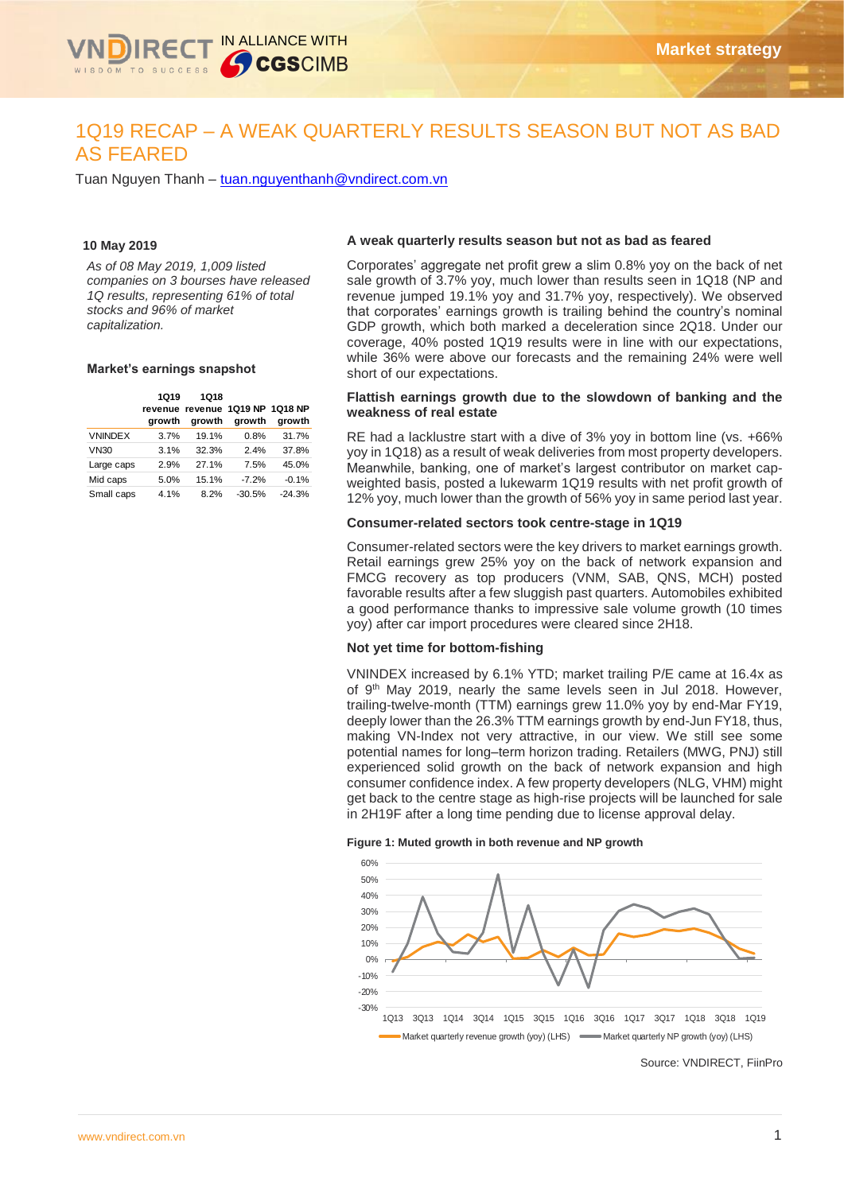# 1Q19 RECAP – A WEAK QUARTERLY RESULTS SEASON BUT NOT AS BAD AS FEARED

Tuan Nguyen Thanh – tuan.nguyenthanh@vndirect.com.vn

**10 May 2019**

*As of 08 May 2019, 1,009 listed companies on 3 bourses have released 1Q results, representing 61% of total stocks and 96% of market capitalization.*

**Market's earnings snapshot**

| | 1Q19 revenue growth | 1Q18 revenue growth | 1Q19 NP growth | 1Q18 NP growth |
|---|---|---|---|---|
| VNINDEX | 3.7% | 19.1% | 0.8% | 31.7% |
| VN30 | 3.1% | 32.3% | 2.4% | 37.8% |
| Large caps | 2.9% | 27.1% | 7.5% | 45.0% |
| Mid caps | 5.0% | 15.1% | -7.2% | -0.1% |
| Small caps | 4.1% | 8.2% | -30.5% | -24.3% |

### A weak quarterly results season but not as bad as feared

Corporates' aggregate net profit grew a slim 0.8% yoy on the back of net sale growth of 3.7% yoy, much lower than results seen in 1Q18 (NP and revenue jumped 19.1% yoy and 31.7% yoy, respectively). We observed that corporates' earnings growth is trailing behind the country's nominal GDP growth, which both marked a deceleration since 2Q18. Under our coverage, 40% posted 1Q19 results were in line with our expectations, while 36% were above our forecasts and the remaining 24% were well short of our expectations.

### Flattish earnings growth due to the slowdown of banking and the weakness of real estate

RE had a lacklustre start with a dive of 3% yoy in bottom line (vs. +66% yoy in 1Q18) as a result of weak deliveries from most property developers. Meanwhile, banking, one of market's largest contributor on market cap-weighted basis, posted a lukewarm 1Q19 results with net profit growth of 12% yoy, much lower than the growth of 56% yoy in same period last year.

### Consumer-related sectors took centre-stage in 1Q19

Consumer-related sectors were the key drivers to market earnings growth. Retail earnings grew 25% yoy on the back of network expansion and FMCG recovery as top producers (VNM, SAB, QNS, MCH) posted favorable results after a few sluggish past quarters. Automobiles exhibited a good performance thanks to impressive sale volume growth (10 times yoy) after car import procedures were cleared since 2H18.

### Not yet time for bottom-fishing

VNINDEX increased by 6.1% YTD; market trailing P/E came at 16.4x as of 9th May 2019, nearly the same levels seen in Jul 2018. However, trailing-twelve-month (TTM) earnings grew 11.0% yoy by end-Mar FY19, deeply lower than the 26.3% TTM earnings growth by end-Jun FY18, thus, making VN-Index not very attractive, in our view. We still see some potential names for long–term horizon trading. Retailers (MWG, PNJ) still experienced solid growth on the back of network expansion and high consumer confidence index. A few property developers (NLG, VHM) might get back to the centre stage as high-rise projects will be launched for sale in 2H19F after a long time pending due to license approval delay.

**Figure 1: Muted growth in both revenue and NP growth**

Market quarterly revenue growth (yoy) (LHS) | Market quarterly NP growth (yoy) (LHS)

Source: VNDIRECT, FiinPro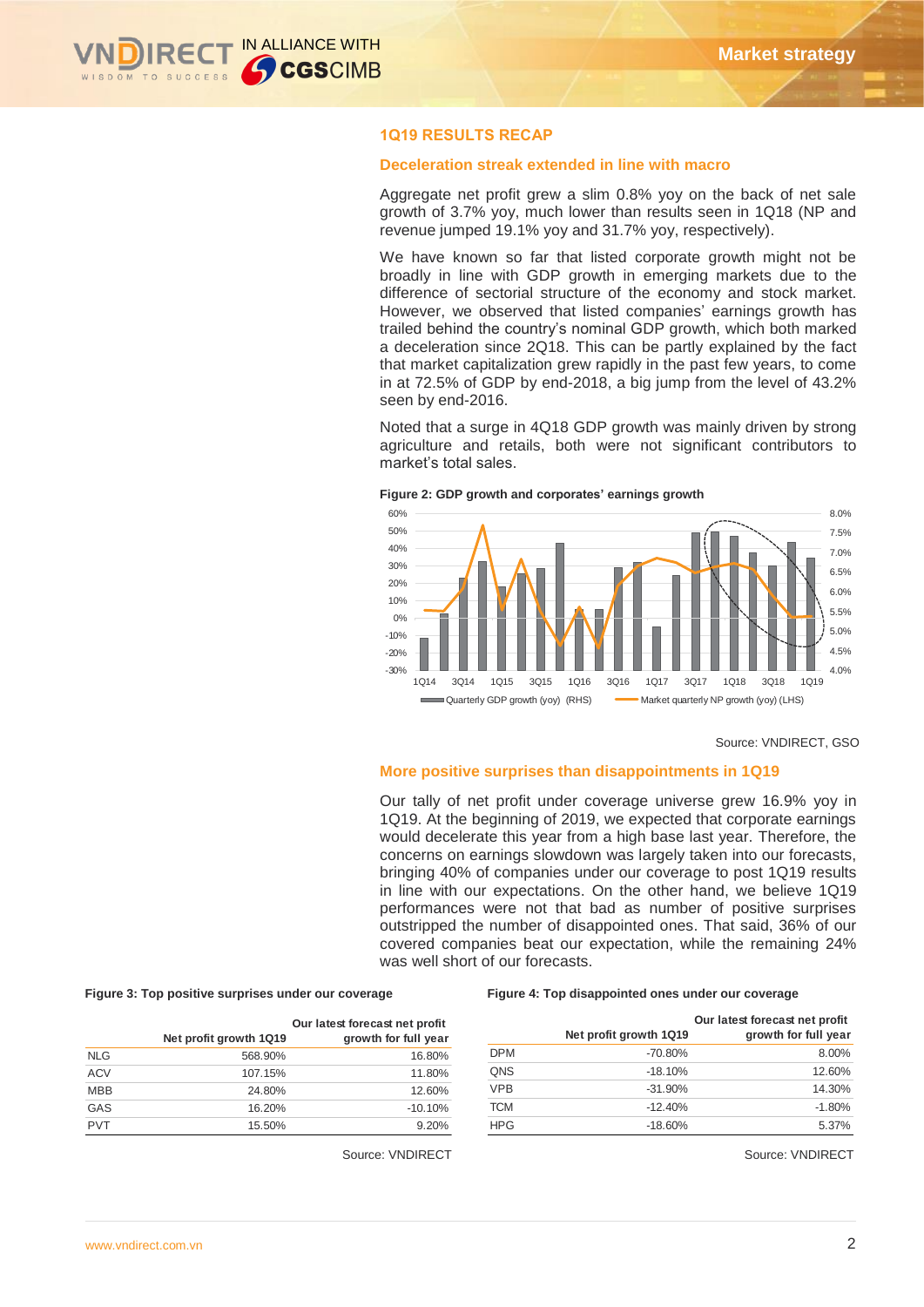## 1Q19 RESULTS RECAP

### Deceleration streak extended in line with macro

Aggregate net profit grew a slim 0.8% yoy on the back of net sale growth of 3.7% yoy, much lower than results seen in 1Q18 (NP and revenue jumped 19.1% yoy and 31.7% yoy, respectively).

We have known so far that listed corporate growth might not be broadly in line with GDP growth in emerging markets due to the difference of sectorial structure of the economy and stock market. However, we observed that listed companies' earnings growth has trailed behind the country's nominal GDP growth, which both marked a deceleration since 2Q18. This can be partly explained by the fact that market capitalization grew rapidly in the past few years, to come in at 72.5% of GDP by end-2018, a big jump from the level of 43.2% seen by end-2016.

Noted that a surge in 4Q18 GDP growth was mainly driven by strong agriculture and retails, both were not significant contributors to market's total sales.

**Figure 2: GDP growth and corporates' earnings growth**

Source: VNDIRECT, GSO

### More positive surprises than disappointments in 1Q19

Our tally of net profit under coverage universe grew 16.9% yoy in 1Q19. At the beginning of 2019, we expected that corporate earnings would decelerate this year from a high base last year. Therefore, the concerns on earnings slowdown was largely taken into our forecasts, bringing 40% of companies under our coverage to post 1Q19 results in line with our expectations. On the other hand, we believe 1Q19 performances were not that bad as number of positive surprises outstripped the number of disappointed ones. That said, 36% of our covered companies beat our expectation, while the remaining 24% was well short of our forecasts.

**Figure 3: Top positive surprises under our coverage**

| | Net profit growth 1Q19 | Our latest forecast net profit growth for full year |
|---|---|---|
| NLG | 568.90% | 16.80% |
| ACV | 107.15% | 11.80% |
| MBB | 24.80% | 12.60% |
| GAS | 16.20% | -10.10% |
| PVT | 15.50% | 9.20% |

Source: VNDIRECT

**Figure 4: Top disappointed ones under our coverage**

| | Net profit growth 1Q19 | Our latest forecast net profit growth for full year |
|---|---|---|
| DPM | -70.80% | 8.00% |
| QNS | -18.10% | 12.60% |
| VPB | -31.90% | 14.30% |
| TCM | -12.40% | -1.80% |
| HPG | -18.60% | 5.37% |

Source: VNDIRECT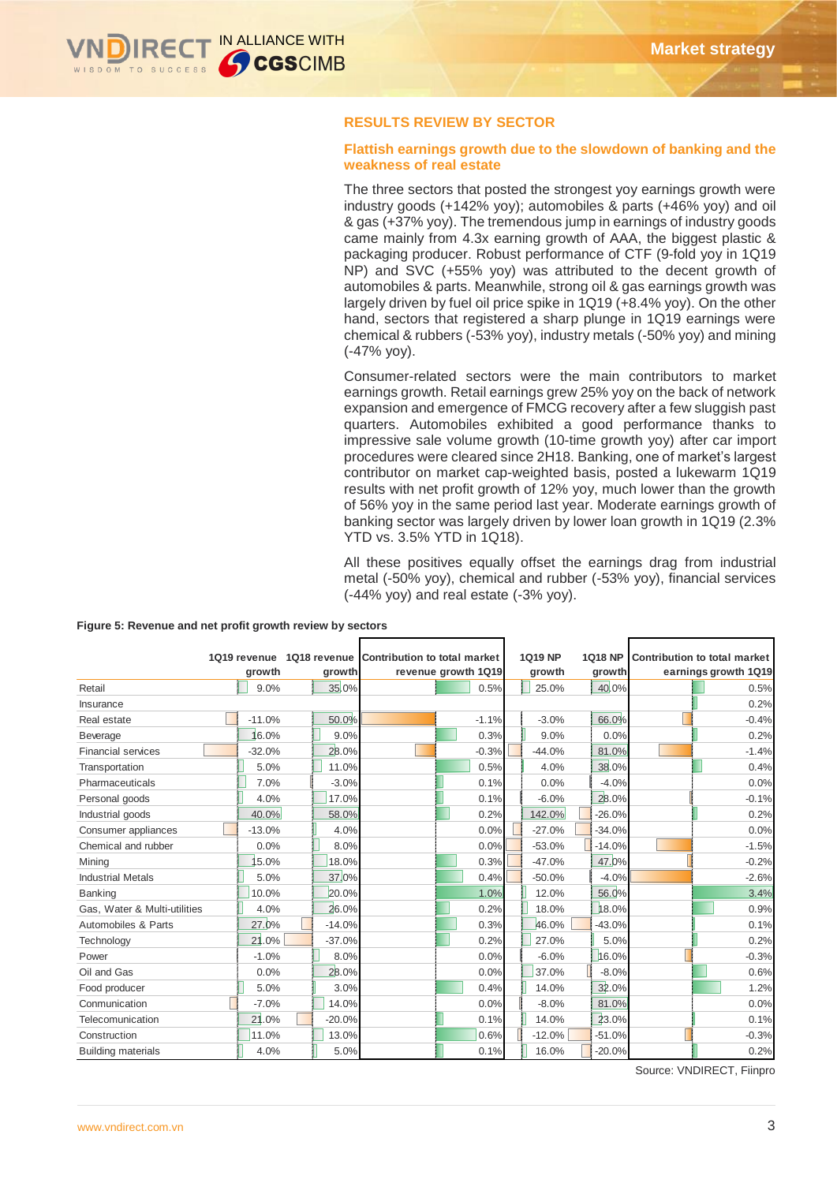## RESULTS REVIEW BY SECTOR

### Flattish earnings growth due to the slowdown of banking and the weakness of real estate

The three sectors that posted the strongest yoy earnings growth were industry goods (+142% yoy); automobiles & parts (+46% yoy) and oil & gas (+37% yoy). The tremendous jump in earnings of industry goods came mainly from 4.3x earning growth of AAA, the biggest plastic & packaging producer. Robust performance of CTF (9-fold yoy in 1Q19 NP) and SVC (+55% yoy) was attributed to the decent growth of automobiles & parts. Meanwhile, strong oil & gas earnings growth was largely driven by fuel oil price spike in 1Q19 (+8.4% yoy). On the other hand, sectors that registered a sharp plunge in 1Q19 earnings were chemical & rubbers (-53% yoy), industry metals (-50% yoy) and mining (-47% yoy).

Consumer-related sectors were the main contributors to market earnings growth. Retail earnings grew 25% yoy on the back of network expansion and emergence of FMCG recovery after a few sluggish past quarters. Automobiles exhibited a good performance thanks to impressive sale volume growth (10-time growth yoy) after car import procedures were cleared since 2H18. Banking, one of market's largest contributor on market cap-weighted basis, posted a lukewarm 1Q19 results with net profit growth of 12% yoy, much lower than the growth of 56% yoy in the same period last year. Moderate earnings growth of banking sector was largely driven by lower loan growth in 1Q19 (2.3% YTD vs. 3.5% YTD in 1Q18).

All these positives equally offset the earnings drag from industrial metal (-50% yoy), chemical and rubber (-53% yoy), financial services (-44% yoy) and real estate (-3% yoy).

**Figure 5: Revenue and net profit growth review by sectors**

| | 1Q19 revenue growth | 1Q18 revenue growth | Contribution to total market revenue growth 1Q19 | 1Q19 NP growth | 1Q18 NP growth | Contribution to total market earnings growth 1Q19 |
|---|---|---|---|---|---|---|
| Retail | 9.0% | 35.0% | 0.5% | 25.0% | 40.0% | 0.5% |
| Insurance | | | | | | 0.2% |
| Real estate | -11.0% | 50.0% | -1.1% | -3.0% | 66.0% | -0.4% |
| Beverage | 16.0% | 9.0% | 0.3% | 9.0% | 0.0% | 0.2% |
| Financial services | -32.0% | 28.0% | -0.3% | -44.0% | 81.0% | -1.4% |
| Transportation | 5.0% | 11.0% | 0.5% | 4.0% | 38.0% | 0.4% |
| Pharmaceuticals | 7.0% | -3.0% | 0.1% | 0.0% | -4.0% | 0.0% |
| Personal goods | 4.0% | 17.0% | 0.1% | -6.0% | 28.0% | -0.1% |
| Industrial goods | 40.0% | 58.0% | 0.2% | 142.0% | -26.0% | 0.2% |
| Consumer appliances | -13.0% | 4.0% | 0.0% | -27.0% | -34.0% | 0.0% |
| Chemical and rubber | 0.0% | 8.0% | 0.0% | -53.0% | -14.0% | -1.5% |
| Mining | 15.0% | 18.0% | 0.3% | -47.0% | 47.0% | -0.2% |
| Industrial Metals | 5.0% | 37.0% | 0.4% | -50.0% | -4.0% | -2.6% |
| Banking | 10.0% | 20.0% | 1.0% | 12.0% | 56.0% | 3.4% |
| Gas, Water & Multi-utilities | 4.0% | 26.0% | 0.2% | 18.0% | 18.0% | 0.9% |
| Automobiles & Parts | 27.0% | -14.0% | 0.3% | 46.0% | -43.0% | 0.1% |
| Technology | 21.0% | -37.0% | 0.2% | 27.0% | 5.0% | 0.2% |
| Power | -1.0% | 8.0% | 0.0% | -6.0% | 16.0% | -0.3% |
| Oil and Gas | 0.0% | 28.0% | 0.0% | 37.0% | -8.0% | 0.6% |
| Food producer | 5.0% | 3.0% | 0.4% | 14.0% | 32.0% | 1.2% |
| Conmunication | -7.0% | 14.0% | 0.0% | -8.0% | 81.0% | 0.0% |
| Telecomunication | 21.0% | -20.0% | 0.1% | 14.0% | 23.0% | 0.1% |
| Construction | 11.0% | 13.0% | 0.6% | -12.0% | -51.0% | -0.3% |
| Building materials | 4.0% | 5.0% | 0.1% | 16.0% | -20.0% | 0.2% |

Source: VNDIRECT, Fiinpro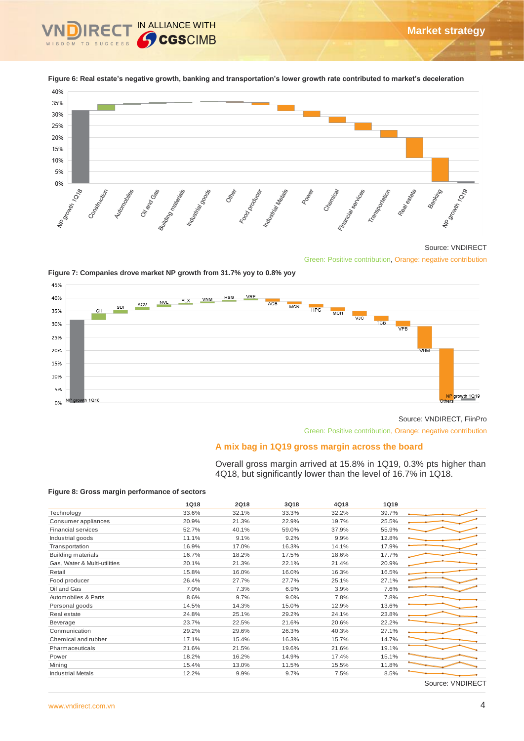**Figure 6: Real estate's negative growth, banking and transportation's lower growth rate contributed to market's deceleration**

Source: VNDIRECT

Green: Positive contribution, Orange: negative contribution

**Figure 7: Companies drove market NP growth from 31.7% yoy to 0.8% yoy**

Source: VNDIRECT, FiinPro

Green: Positive contribution, Orange: negative contribution

## A mix bag in 1Q19 gross margin across the board

Overall gross margin arrived at 15.8% in 1Q19, 0.3% pts higher than 4Q18, but significantly lower than the level of 16.7% in 1Q18.

**Figure 8: Gross margin performance of sectors**

| | 1Q18 | 2Q18 | 3Q18 | 4Q18 | 1Q19 |
|---|---|---|---|---|---|
| Technology | 33.6% | 32.1% | 33.3% | 32.2% | 39.7% |
| Consumer appliances | 20.9% | 21.3% | 22.9% | 19.7% | 25.5% |
| Financial services | 52.7% | 40.1% | 59.0% | 37.9% | 55.9% |
| Industrial goods | 11.1% | 9.1% | 9.2% | 9.9% | 12.8% |
| Transportation | 16.9% | 17.0% | 16.3% | 14.1% | 17.9% |
| Building materials | 16.7% | 18.2% | 17.5% | 18.6% | 17.7% |
| Gas, Water & Multi-utilities | 20.1% | 21.3% | 22.1% | 21.4% | 20.9% |
| Retail | 15.8% | 16.0% | 16.0% | 16.3% | 16.5% |
| Food producer | 26.4% | 27.7% | 27.7% | 25.1% | 27.1% |
| Oil and Gas | 7.0% | 7.3% | 6.9% | 3.9% | 7.6% |
| Automobiles & Parts | 8.6% | 9.7% | 9.0% | 7.8% | 7.8% |
| Personal goods | 14.5% | 14.3% | 15.0% | 12.9% | 13.6% |
| Real estate | 24.8% | 25.1% | 29.2% | 24.1% | 23.8% |
| Beverage | 23.7% | 22.5% | 21.6% | 20.6% | 22.2% |
| Conmunication | 29.2% | 29.6% | 26.3% | 40.3% | 27.1% |
| Chemical and rubber | 17.1% | 15.4% | 16.3% | 15.7% | 14.7% |
| Pharmaceuticals | 21.6% | 21.5% | 19.6% | 21.6% | 19.1% |
| Power | 18.2% | 16.2% | 14.9% | 17.4% | 15.1% |
| Mining | 15.4% | 13.0% | 11.5% | 15.5% | 11.8% |
| Industrial Metals | 12.2% | 9.9% | 9.7% | 7.5% | 8.5% |

Source: VNDIRECT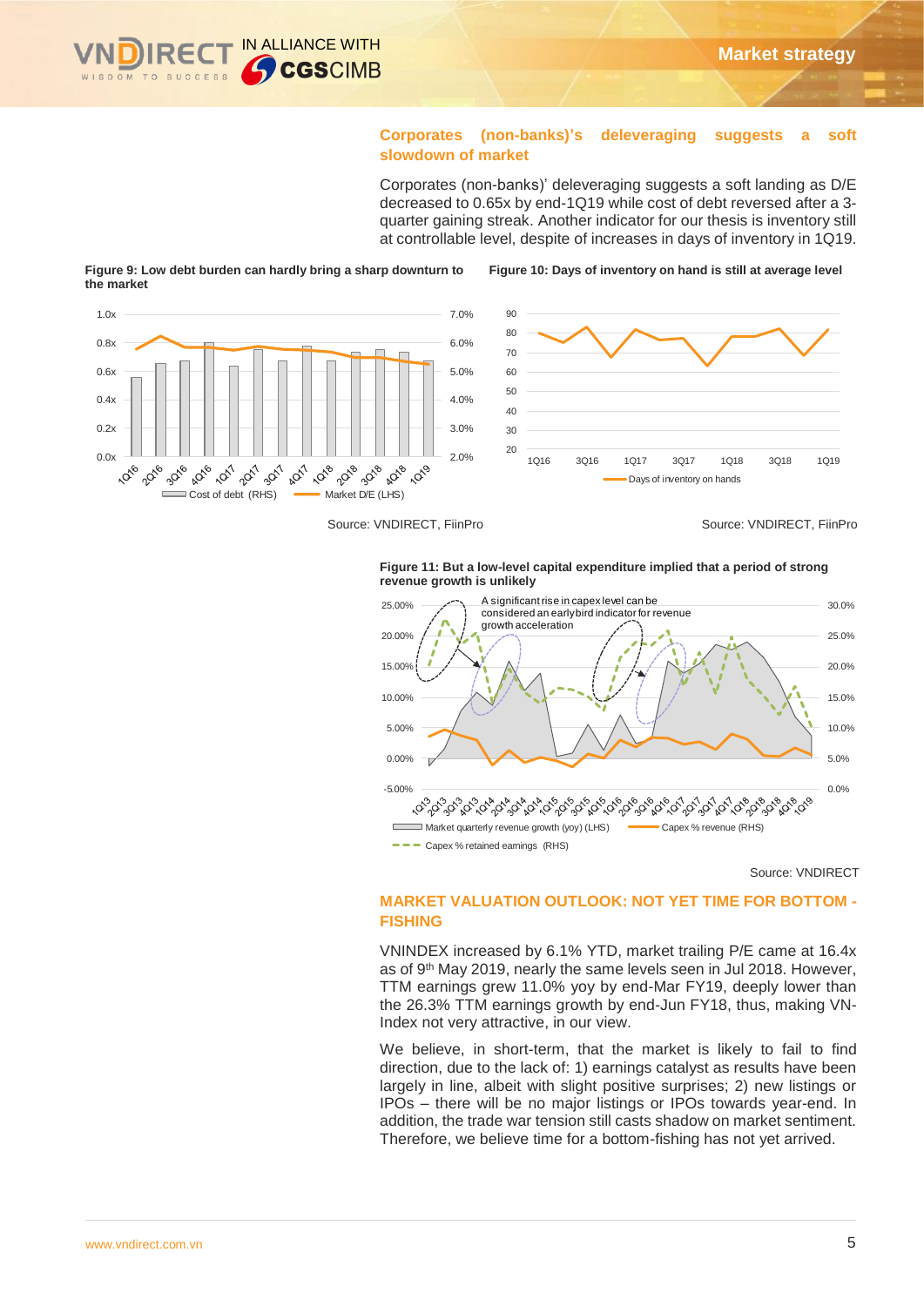### Corporates (non-banks)'s deleveraging suggests a soft slowdown of market

Corporates (non-banks)' deleveraging suggests a soft landing as D/E decreased to 0.65x by end-1Q19 while cost of debt reversed after a 3-quarter gaining streak. Another indicator for our thesis is inventory still at controllable level, despite of increases in days of inventory in 1Q19.

**Figure 9: Low debt burden can hardly bring a sharp downturn to the market**

Source: VNDIRECT, FiinPro

**Figure 10: Days of inventory on hand is still at average level**

Source: VNDIRECT, FiinPro

**Figure 11: But a low-level capital expenditure implied that a period of strong revenue growth is unlikely**

Source: VNDIRECT

### MARKET VALUATION OUTLOOK: NOT YET TIME FOR BOTTOM - FISHING

VNINDEX increased by 6.1% YTD, market trailing P/E came at 16.4x as of 9th May 2019, nearly the same levels seen in Jul 2018. However, TTM earnings grew 11.0% yoy by end-Mar FY19, deeply lower than the 26.3% TTM earnings growth by end-Jun FY18, thus, making VN-Index not very attractive, in our view.

We believe, in short-term, that the market is likely to fail to find direction, due to the lack of: 1) earnings catalyst as results have been largely in line, albeit with slight positive surprises; 2) new listings or IPOs – there will be no major listings or IPOs towards year-end. In addition, the trade war tension still casts shadow on market sentiment. Therefore, we believe time for a bottom-fishing has not yet arrived.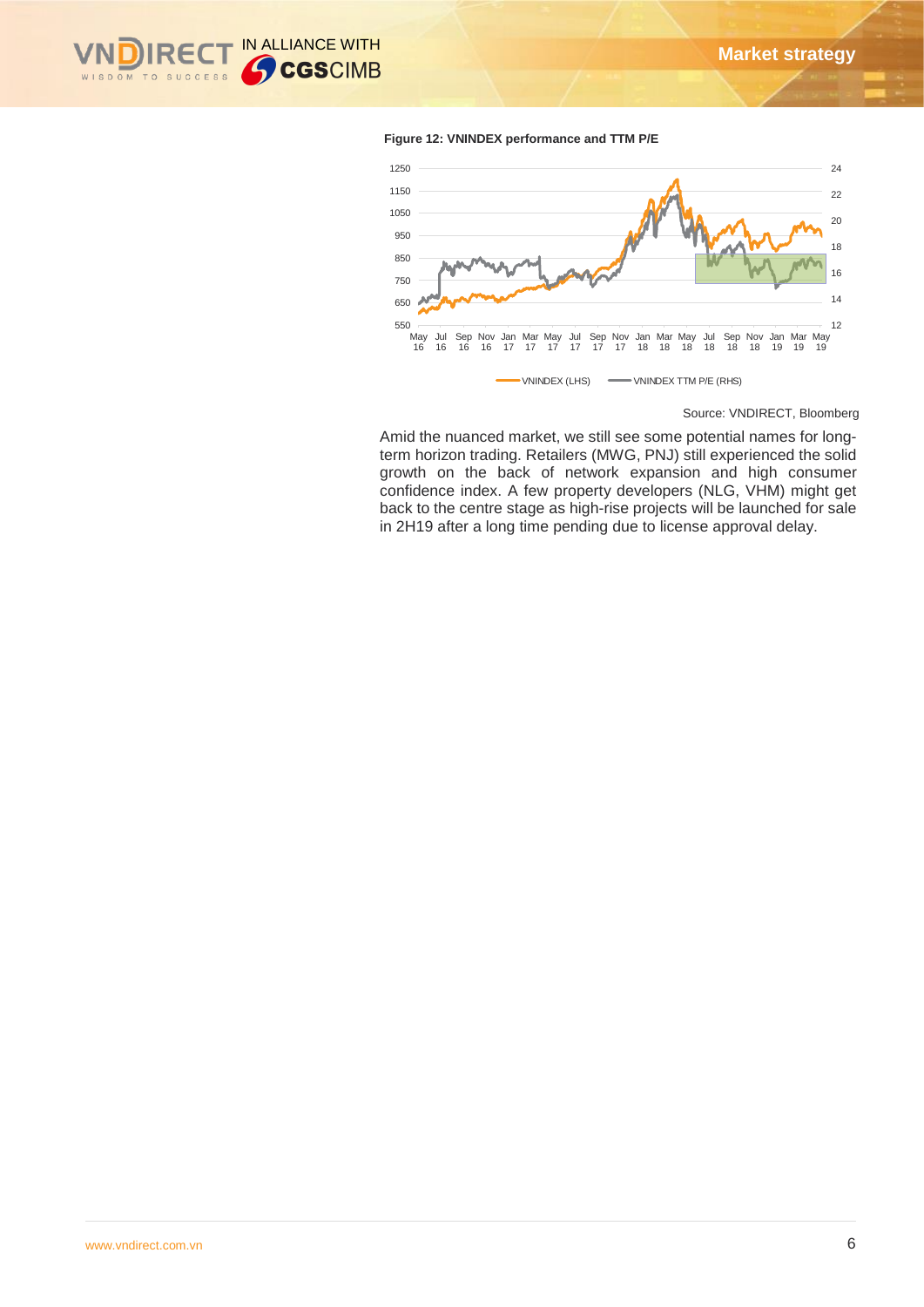**Figure 12: VNINDEX performance and TTM P/E**

Source: VNDIRECT, Bloomberg

Amid the nuanced market, we still see some potential names for long-term horizon trading. Retailers (MWG, PNJ) still experienced the solid growth on the back of network expansion and high consumer confidence index. A few property developers (NLG, VHM) might get back to the centre stage as high-rise projects will be launched for sale in 2H19 after a long time pending due to license approval delay.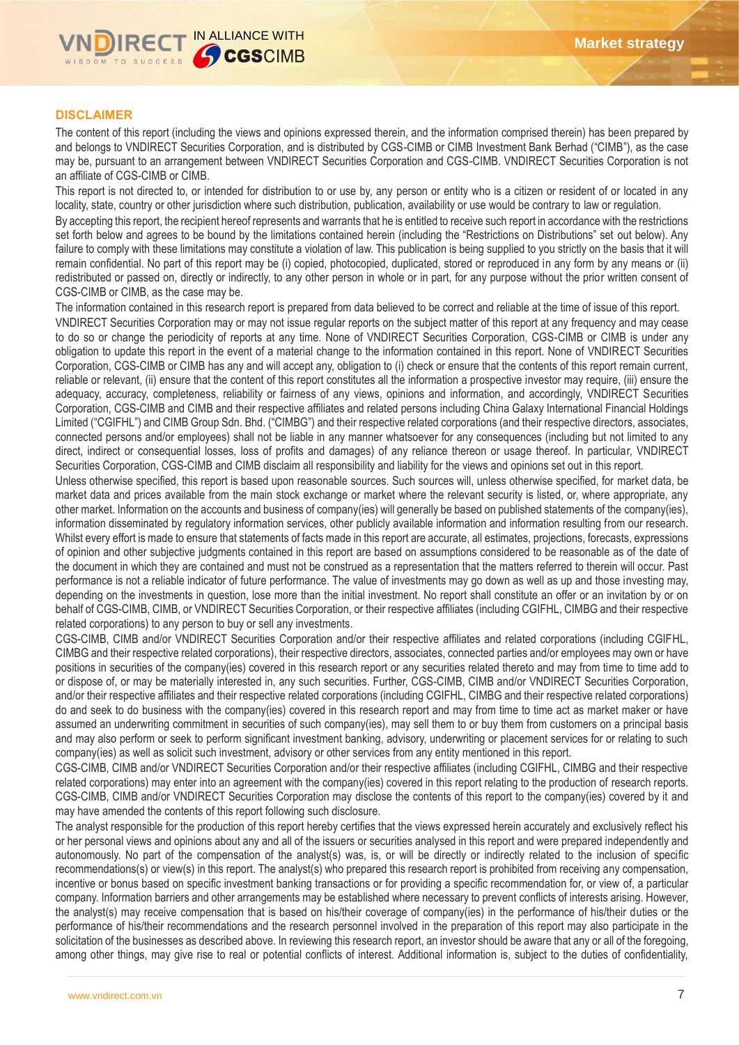## DISCLAIMER

The content of this report (including the views and opinions expressed therein, and the information comprised therein) has been prepared by and belongs to VNDIRECT Securities Corporation, and is distributed by CGS-CIMB or CIMB Investment Bank Berhad ("CIMB"), as the case may be, pursuant to an arrangement between VNDIRECT Securities Corporation and CGS-CIMB. VNDIRECT Securities Corporation is not an affiliate of CGS-CIMB or CIMB.

This report is not directed to, or intended for distribution to or use by, any person or entity who is a citizen or resident of or located in any locality, state, country or other jurisdiction where such distribution, publication, availability or use would be contrary to law or regulation.

By accepting this report, the recipient hereof represents and warrants that he is entitled to receive such report in accordance with the restrictions set forth below and agrees to be bound by the limitations contained herein (including the "Restrictions on Distributions" set out below). Any failure to comply with these limitations may constitute a violation of law. This publication is being supplied to you strictly on the basis that it will remain confidential. No part of this report may be (i) copied, photocopied, duplicated, stored or reproduced in any form by any means or (ii) redistributed or passed on, directly or indirectly, to any other person in whole or in part, for any purpose without the prior written consent of CGS-CIMB or CIMB, as the case may be.

The information contained in this research report is prepared from data believed to be correct and reliable at the time of issue of this report. VNDIRECT Securities Corporation may or may not issue regular reports on the subject matter of this report at any frequency and may cease to do so or change the periodicity of reports at any time. None of VNDIRECT Securities Corporation, CGS-CIMB or CIMB is under any obligation to update this report in the event of a material change to the information contained in this report. None of VNDIRECT Securities Corporation, CGS-CIMB or CIMB has any and will accept any, obligation to (i) check or ensure that the contents of this report remain current, reliable or relevant, (ii) ensure that the content of this report constitutes all the information a prospective investor may require, (iii) ensure the adequacy, accuracy, completeness, reliability or fairness of any views, opinions and information, and accordingly, VNDIRECT Securities Corporation, CGS-CIMB and CIMB and their respective affiliates and related persons including China Galaxy International Financial Holdings Limited ("CGIFHL") and CIMB Group Sdn. Bhd. ("CIMBG") and their respective related corporations (and their respective directors, associates, connected persons and/or employees) shall not be liable in any manner whatsoever for any consequences (including but not limited to any direct, indirect or consequential losses, loss of profits and damages) of any reliance thereon or usage thereof. In particular, VNDIRECT Securities Corporation, CGS-CIMB and CIMB disclaim all responsibility and liability for the views and opinions set out in this report.

Unless otherwise specified, this report is based upon reasonable sources. Such sources will, unless otherwise specified, for market data, be market data and prices available from the main stock exchange or market where the relevant security is listed, or, where appropriate, any other market. Information on the accounts and business of company(ies) will generally be based on published statements of the company(ies), information disseminated by regulatory information services, other publicly available information and information resulting from our research. Whilst every effort is made to ensure that statements of facts made in this report are accurate, all estimates, projections, forecasts, expressions of opinion and other subjective judgments contained in this report are based on assumptions considered to be reasonable as of the date of the document in which they are contained and must not be construed as a representation that the matters referred to therein will occur. Past performance is not a reliable indicator of future performance. The value of investments may go down as well as up and those investing may, depending on the investments in question, lose more than the initial investment. No report shall constitute an offer or an invitation by or on behalf of CGS-CIMB, CIMB, or VNDIRECT Securities Corporation, or their respective affiliates (including CGIFHL, CIMBG and their respective related corporations) to any person to buy or sell any investments.

CGS-CIMB, CIMB and/or VNDIRECT Securities Corporation and/or their respective affiliates and related corporations (including CGIFHL, CIMBG and their respective related corporations), their respective directors, associates, connected parties and/or employees may own or have positions in securities of the company(ies) covered in this research report or any securities related thereto and may from time to time add to or dispose of, or may be materially interested in, any such securities. Further, CGS-CIMB, CIMB and/or VNDIRECT Securities Corporation, and/or their respective affiliates and their respective related corporations (including CGIFHL, CIMBG and their respective related corporations) do and seek to do business with the company(ies) covered in this research report and may from time to time act as market maker or have assumed an underwriting commitment in securities of such company(ies), may sell them to or buy them from customers on a principal basis and may also perform or seek to perform significant investment banking, advisory, underwriting or placement services for or relating to such company(ies) as well as solicit such investment, advisory or other services from any entity mentioned in this report.

CGS-CIMB, CIMB and/or VNDIRECT Securities Corporation and/or their respective affiliates (including CGIFHL, CIMBG and their respective related corporations) may enter into an agreement with the company(ies) covered in this report relating to the production of research reports. CGS-CIMB, CIMB and/or VNDIRECT Securities Corporation may disclose the contents of this report to the company(ies) covered by it and may have amended the contents of this report following such disclosure.

The analyst responsible for the production of this report hereby certifies that the views expressed herein accurately and exclusively reflect his or her personal views and opinions about any and all of the issuers or securities analysed in this report and were prepared independently and autonomously. No part of the compensation of the analyst(s) was, is, or will be directly or indirectly related to the inclusion of specific recommendations(s) or view(s) in this report. The analyst(s) who prepared this research report is prohibited from receiving any compensation, incentive or bonus based on specific investment banking transactions or for providing a specific recommendation for, or view of, a particular company. Information barriers and other arrangements may be established where necessary to prevent conflicts of interests arising. However, the analyst(s) may receive compensation that is based on his/their coverage of company(ies) in the performance of his/their duties or the performance of his/their recommendations and the research personnel involved in the preparation of this report may also participate in the solicitation of the businesses as described above. In reviewing this research report, an investor should be aware that any or all of the foregoing, among other things, may give rise to real or potential conflicts of interest. Additional information is, subject to the duties of confidentiality,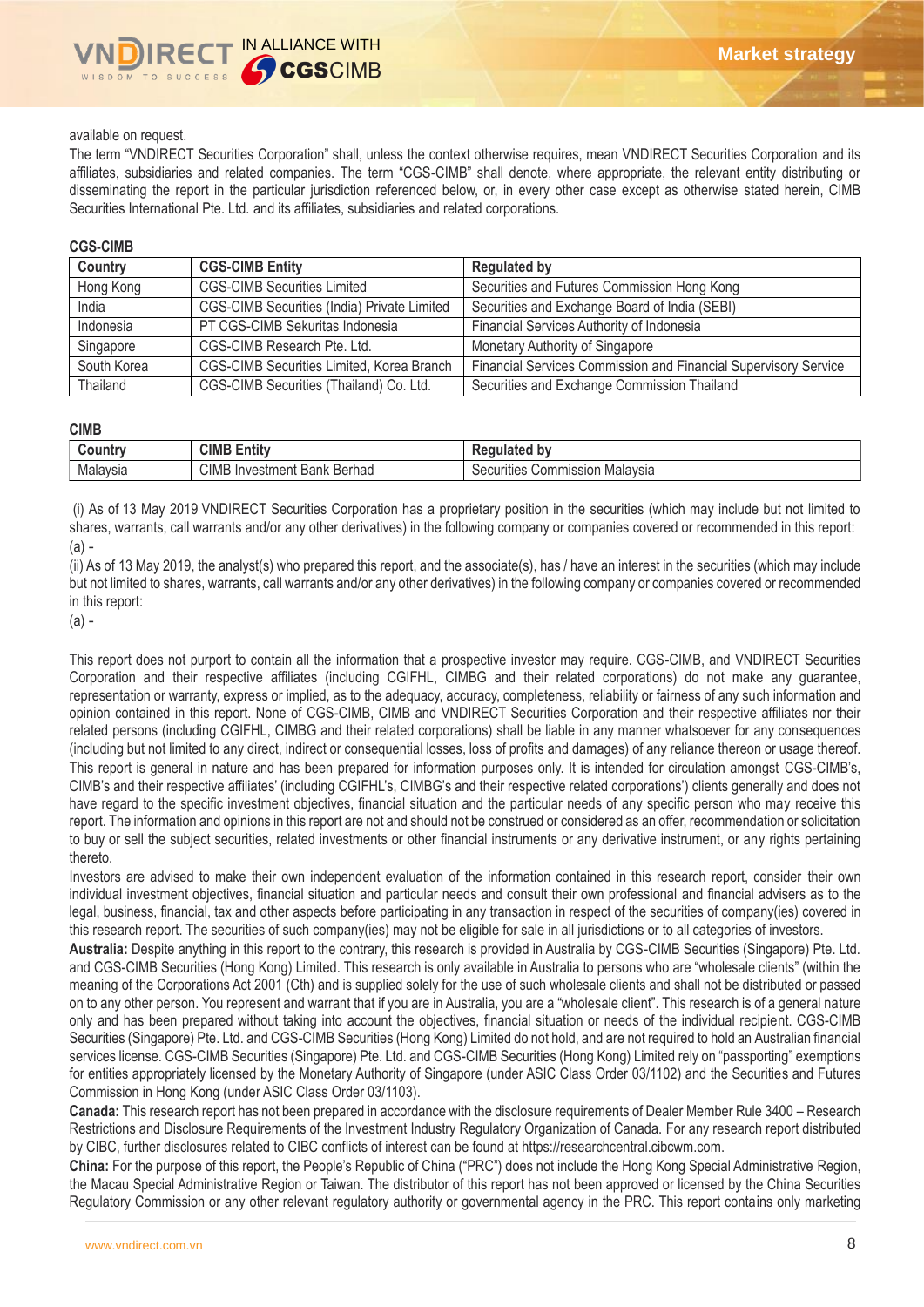available on request.

The term "VNDIRECT Securities Corporation" shall, unless the context otherwise requires, mean VNDIRECT Securities Corporation and its affiliates, subsidiaries and related companies. The term "CGS-CIMB" shall denote, where appropriate, the relevant entity distributing or disseminating the report in the particular jurisdiction referenced below, or, in every other case except as otherwise stated herein, CIMB Securities International Pte. Ltd. and its affiliates, subsidiaries and related corporations.

**CGS-CIMB**

| Country | CGS-CIMB Entity | Regulated by |
|---|---|---|
| Hong Kong | CGS-CIMB Securities Limited | Securities and Futures Commission Hong Kong |
| India | CGS-CIMB Securities (India) Private Limited | Securities and Exchange Board of India (SEBI) |
| Indonesia | PT CGS-CIMB Sekuritas Indonesia | Financial Services Authority of Indonesia |
| Singapore | CGS-CIMB Research Pte. Ltd. | Monetary Authority of Singapore |
| South Korea | CGS-CIMB Securities Limited, Korea Branch | Financial Services Commission and Financial Supervisory Service |
| Thailand | CGS-CIMB Securities (Thailand) Co. Ltd. | Securities and Exchange Commission Thailand |

**CIMB**

| Country | CIMB Entity | Regulated by |
|---|---|---|
| Malaysia | CIMB Investment Bank Berhad | Securities Commission Malaysia |

(i) As of 13 May 2019 VNDIRECT Securities Corporation has a proprietary position in the securities (which may include but not limited to shares, warrants, call warrants and/or any other derivatives) in the following company or companies covered or recommended in this report:
(a) -

(ii) As of 13 May 2019, the analyst(s) who prepared this report, and the associate(s), has / have an interest in the securities (which may include but not limited to shares, warrants, call warrants and/or any other derivatives) in the following company or companies covered or recommended in this report:
(a) -

This report does not purport to contain all the information that a prospective investor may require. CGS-CIMB, and VNDIRECT Securities Corporation and their respective affiliates (including CGIFHL, CIMBG and their related corporations) do not make any guarantee, representation or warranty, express or implied, as to the adequacy, accuracy, completeness, reliability or fairness of any such information and opinion contained in this report. None of CGS-CIMB, CIMB and VNDIRECT Securities Corporation and their respective affiliates nor their related persons (including CGIFHL, CIMBG and their related corporations) shall be liable in any manner whatsoever for any consequences (including but not limited to any direct, indirect or consequential losses, loss of profits and damages) of any reliance thereon or usage thereof.

This report is general in nature and has been prepared for information purposes only. It is intended for circulation amongst CGS-CIMB's, CIMB's and their respective affiliates' (including CGIFHL's, CIMBG's and their respective related corporations') clients generally and does not have regard to the specific investment objectives, financial situation and the particular needs of any specific person who may receive this report. The information and opinions in this report are not and should not be construed or considered as an offer, recommendation or solicitation to buy or sell the subject securities, related investments or other financial instruments or any derivative instrument, or any rights pertaining thereto.

Investors are advised to make their own independent evaluation of the information contained in this research report, consider their own individual investment objectives, financial situation and particular needs and consult their own professional and financial advisers as to the legal, business, financial, tax and other aspects before participating in any transaction in respect of the securities of company(ies) covered in this research report. The securities of such company(ies) may not be eligible for sale in all jurisdictions or to all categories of investors.

**Australia:** Despite anything in this report to the contrary, this research is provided in Australia by CGS-CIMB Securities (Singapore) Pte. Ltd. and CGS-CIMB Securities (Hong Kong) Limited. This research is only available in Australia to persons who are "wholesale clients" (within the meaning of the Corporations Act 2001 (Cth) and is supplied solely for the use of such wholesale clients and shall not be distributed or passed on to any other person. You represent and warrant that if you are in Australia, you are a "wholesale client". This research is of a general nature only and has been prepared without taking into account the objectives, financial situation or needs of the individual recipient. CGS-CIMB Securities (Singapore) Pte. Ltd. and CGS-CIMB Securities (Hong Kong) Limited do not hold, and are not required to hold an Australian financial services license. CGS-CIMB Securities (Singapore) Pte. Ltd. and CGS-CIMB Securities (Hong Kong) Limited rely on "passporting" exemptions for entities appropriately licensed by the Monetary Authority of Singapore (under ASIC Class Order 03/1102) and the Securities and Futures Commission in Hong Kong (under ASIC Class Order 03/1103).

**Canada:** This research report has not been prepared in accordance with the disclosure requirements of Dealer Member Rule 3400 – Research Restrictions and Disclosure Requirements of the Investment Industry Regulatory Organization of Canada. For any research report distributed by CIBC, further disclosures related to CIBC conflicts of interest can be found at https://researchcentral.cibcwm.com.

**China:** For the purpose of this report, the People's Republic of China ("PRC") does not include the Hong Kong Special Administrative Region, the Macau Special Administrative Region or Taiwan. The distributor of this report has not been approved or licensed by the China Securities Regulatory Commission or any other relevant regulatory authority or governmental agency in the PRC. This report contains only marketing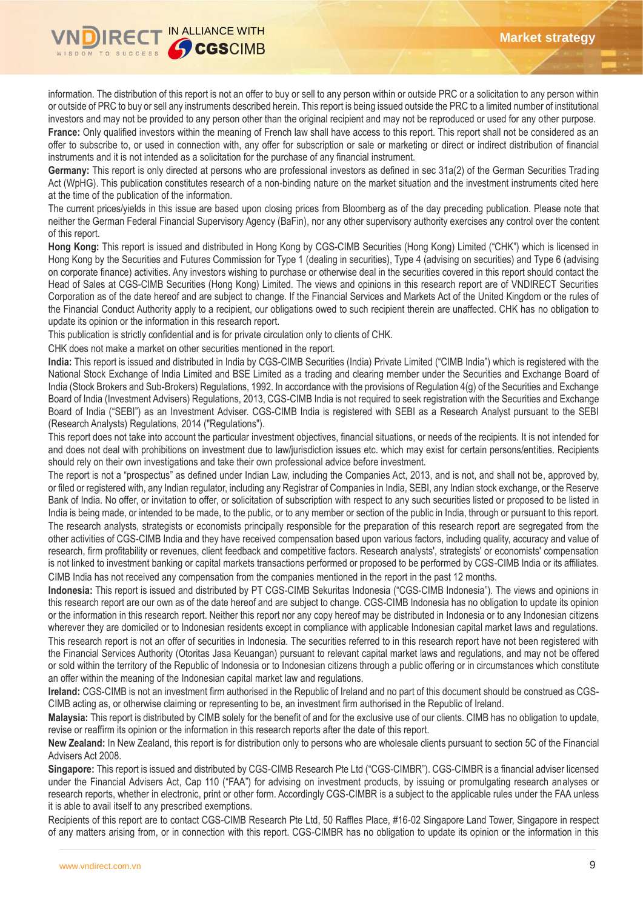information. The distribution of this report is not an offer to buy or sell to any person within or outside PRC or a solicitation to any person within or outside of PRC to buy or sell any instruments described herein. This report is being issued outside the PRC to a limited number of institutional investors and may not be provided to any person other than the original recipient and may not be reproduced or used for any other purpose.

**France:** Only qualified investors within the meaning of French law shall have access to this report. This report shall not be considered as an offer to subscribe to, or used in connection with, any offer for subscription or sale or marketing or direct or indirect distribution of financial instruments and it is not intended as a solicitation for the purchase of any financial instrument.

**Germany:** This report is only directed at persons who are professional investors as defined in sec 31a(2) of the German Securities Trading Act (WpHG). This publication constitutes research of a non-binding nature on the market situation and the investment instruments cited here at the time of the publication of the information.

The current prices/yields in this issue are based upon closing prices from Bloomberg as of the day preceding publication. Please note that neither the German Federal Financial Supervisory Agency (BaFin), nor any other supervisory authority exercises any control over the content of this report.

**Hong Kong:** This report is issued and distributed in Hong Kong by CGS-CIMB Securities (Hong Kong) Limited ("CHK") which is licensed in Hong Kong by the Securities and Futures Commission for Type 1 (dealing in securities), Type 4 (advising on securities) and Type 6 (advising on corporate finance) activities. Any investors wishing to purchase or otherwise deal in the securities covered in this report should contact the Head of Sales at CGS-CIMB Securities (Hong Kong) Limited. The views and opinions in this research report are of VNDIRECT Securities Corporation as of the date hereof and are subject to change. If the Financial Services and Markets Act of the United Kingdom or the rules of the Financial Conduct Authority apply to a recipient, our obligations owed to such recipient therein are unaffected. CHK has no obligation to update its opinion or the information in this research report.

This publication is strictly confidential and is for private circulation only to clients of CHK.

CHK does not make a market on other securities mentioned in the report.

**India:** This report is issued and distributed in India by CGS-CIMB Securities (India) Private Limited ("CIMB India") which is registered with the National Stock Exchange of India Limited and BSE Limited as a trading and clearing member under the Securities and Exchange Board of India (Stock Brokers and Sub-Brokers) Regulations, 1992. In accordance with the provisions of Regulation 4(g) of the Securities and Exchange Board of India (Investment Advisers) Regulations, 2013, CGS-CIMB India is not required to seek registration with the Securities and Exchange Board of India ("SEBI") as an Investment Adviser. CGS-CIMB India is registered with SEBI as a Research Analyst pursuant to the SEBI (Research Analysts) Regulations, 2014 ("Regulations").

This report does not take into account the particular investment objectives, financial situations, or needs of the recipients. It is not intended for and does not deal with prohibitions on investment due to law/jurisdiction issues etc. which may exist for certain persons/entities. Recipients should rely on their own investigations and take their own professional advice before investment.

The report is not a "prospectus" as defined under Indian Law, including the Companies Act, 2013, and is not, and shall not be, approved by, or filed or registered with, any Indian regulator, including any Registrar of Companies in India, SEBI, any Indian stock exchange, or the Reserve Bank of India. No offer, or invitation to offer, or solicitation of subscription with respect to any such securities listed or proposed to be listed in India is being made, or intended to be made, to the public, or to any member or section of the public in India, through or pursuant to this report.

The research analysts, strategists or economists principally responsible for the preparation of this research report are segregated from the other activities of CGS-CIMB India and they have received compensation based upon various factors, including quality, accuracy and value of research, firm profitability or revenues, client feedback and competitive factors. Research analysts', strategists' or economists' compensation is not linked to investment banking or capital markets transactions performed or proposed to be performed by CGS-CIMB India or its affiliates.

CIMB India has not received any compensation from the companies mentioned in the report in the past 12 months.

**Indonesia:** This report is issued and distributed by PT CGS-CIMB Sekuritas Indonesia ("CGS-CIMB Indonesia"). The views and opinions in this research report are our own as of the date hereof and are subject to change. CGS-CIMB Indonesia has no obligation to update its opinion or the information in this research report. Neither this report nor any copy hereof may be distributed in Indonesia or to any Indonesian citizens wherever they are domiciled or to Indonesian residents except in compliance with applicable Indonesian capital market laws and regulations.

This research report is not an offer of securities in Indonesia. The securities referred to in this research report have not been registered with the Financial Services Authority (Otoritas Jasa Keuangan) pursuant to relevant capital market laws and regulations, and may not be offered or sold within the territory of the Republic of Indonesia or to Indonesian citizens through a public offering or in circumstances which constitute an offer within the meaning of the Indonesian capital market law and regulations.

**Ireland:** CGS-CIMB is not an investment firm authorised in the Republic of Ireland and no part of this document should be construed as CGS-CIMB acting as, or otherwise claiming or representing to be, an investment firm authorised in the Republic of Ireland.

**Malaysia:** This report is distributed by CIMB solely for the benefit of and for the exclusive use of our clients. CIMB has no obligation to update, revise or reaffirm its opinion or the information in this research reports after the date of this report.

**New Zealand:** In New Zealand, this report is for distribution only to persons who are wholesale clients pursuant to section 5C of the Financial Advisers Act 2008.

**Singapore:** This report is issued and distributed by CGS-CIMB Research Pte Ltd ("CGS-CIMBR"). CGS-CIMBR is a financial adviser licensed under the Financial Advisers Act, Cap 110 ("FAA") for advising on investment products, by issuing or promulgating research analyses or research reports, whether in electronic, print or other form. Accordingly CGS-CIMBR is a subject to the applicable rules under the FAA unless it is able to avail itself to any prescribed exemptions.

Recipients of this report are to contact CGS-CIMB Research Pte Ltd, 50 Raffles Place, #16-02 Singapore Land Tower, Singapore in respect of any matters arising from, or in connection with this report. CGS-CIMBR has no obligation to update its opinion or the information in this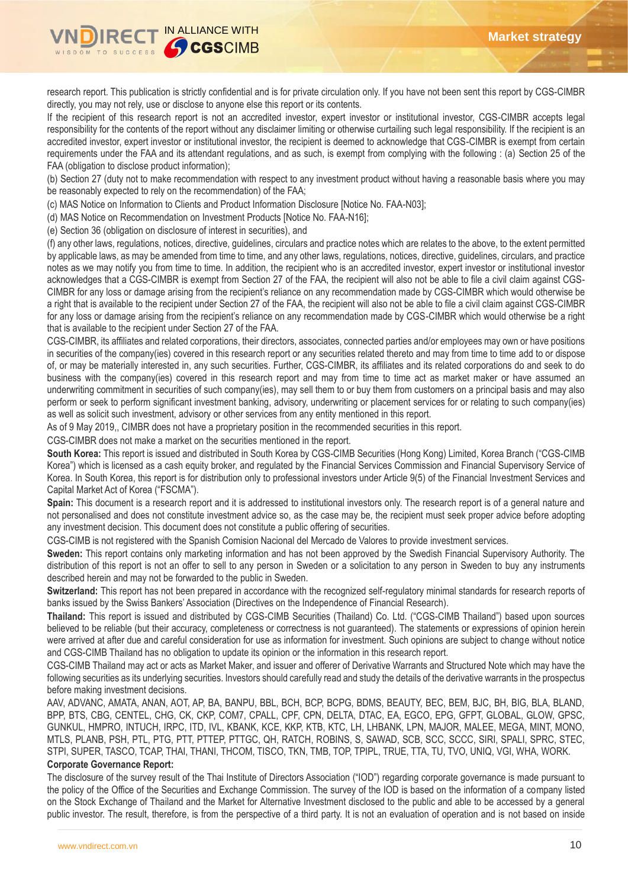research report. This publication is strictly confidential and is for private circulation only. If you have not been sent this report by CGS-CIMBR directly, you may not rely, use or disclose to anyone else this report or its contents.

If the recipient of this research report is not an accredited investor, expert investor or institutional investor, CGS-CIMBR accepts legal responsibility for the contents of the report without any disclaimer limiting or otherwise curtailing such legal responsibility. If the recipient is an accredited investor, expert investor or institutional investor, the recipient is deemed to acknowledge that CGS-CIMBR is exempt from certain requirements under the FAA and its attendant regulations, and as such, is exempt from complying with the following : (a) Section 25 of the FAA (obligation to disclose product information);

(b) Section 27 (duty not to make recommendation with respect to any investment product without having a reasonable basis where you may be reasonably expected to rely on the recommendation) of the FAA;

(c) MAS Notice on Information to Clients and Product Information Disclosure [Notice No. FAA-N03];

(d) MAS Notice on Recommendation on Investment Products [Notice No. FAA-N16];

(e) Section 36 (obligation on disclosure of interest in securities), and

(f) any other laws, regulations, notices, directive, guidelines, circulars and practice notes which are relates to the above, to the extent permitted by applicable laws, as may be amended from time to time, and any other laws, regulations, notices, directive, guidelines, circulars, and practice notes as we may notify you from time to time. In addition, the recipient who is an accredited investor, expert investor or institutional investor acknowledges that a CGS-CIMBR is exempt from Section 27 of the FAA, the recipient will also not be able to file a civil claim against CGS-CIMBR for any loss or damage arising from the recipient's reliance on any recommendation made by CGS-CIMBR which would otherwise be a right that is available to the recipient under Section 27 of the FAA, the recipient will also not be able to file a civil claim against CGS-CIMBR for any loss or damage arising from the recipient's reliance on any recommendation made by CGS-CIMBR which would otherwise be a right that is available to the recipient under Section 27 of the FAA.

CGS-CIMBR, its affiliates and related corporations, their directors, associates, connected parties and/or employees may own or have positions in securities of the company(ies) covered in this research report or any securities related thereto and may from time to time add to or dispose of, or may be materially interested in, any such securities. Further, CGS-CIMBR, its affiliates and its related corporations do and seek to do business with the company(ies) covered in this research report and may from time to time act as market maker or have assumed an underwriting commitment in securities of such company(ies), may sell them to or buy them from customers on a principal basis and may also perform or seek to perform significant investment banking, advisory, underwriting or placement services for or relating to such company(ies) as well as solicit such investment, advisory or other services from any entity mentioned in this report.

As of 9 May 2019,, CIMBR does not have a proprietary position in the recommended securities in this report.

CGS-CIMBR does not make a market on the securities mentioned in the report.

**South Korea:** This report is issued and distributed in South Korea by CGS-CIMB Securities (Hong Kong) Limited, Korea Branch ("CGS-CIMB Korea") which is licensed as a cash equity broker, and regulated by the Financial Services Commission and Financial Supervisory Service of Korea. In South Korea, this report is for distribution only to professional investors under Article 9(5) of the Financial Investment Services and Capital Market Act of Korea ("FSCMA").

**Spain:** This document is a research report and it is addressed to institutional investors only. The research report is of a general nature and not personalised and does not constitute investment advice so, as the case may be, the recipient must seek proper advice before adopting any investment decision. This document does not constitute a public offering of securities.

CGS-CIMB is not registered with the Spanish Comision Nacional del Mercado de Valores to provide investment services.

**Sweden:** This report contains only marketing information and has not been approved by the Swedish Financial Supervisory Authority. The distribution of this report is not an offer to sell to any person in Sweden or a solicitation to any person in Sweden to buy any instruments described herein and may not be forwarded to the public in Sweden.

**Switzerland:** This report has not been prepared in accordance with the recognized self-regulatory minimal standards for research reports of banks issued by the Swiss Bankers' Association (Directives on the Independence of Financial Research).

**Thailand:** This report is issued and distributed by CGS-CIMB Securities (Thailand) Co. Ltd. ("CGS-CIMB Thailand") based upon sources believed to be reliable (but their accuracy, completeness or correctness is not guaranteed). The statements or expressions of opinion herein were arrived at after due and careful consideration for use as information for investment. Such opinions are subject to change without notice and CGS-CIMB Thailand has no obligation to update its opinion or the information in this research report.

CGS-CIMB Thailand may act or acts as Market Maker, and issuer and offerer of Derivative Warrants and Structured Note which may have the following securities as its underlying securities. Investors should carefully read and study the details of the derivative warrants in the prospectus before making investment decisions.

AAV, ADVANC, AMATA, ANAN, AOT, AP, BA, BANPU, BBL, BCH, BCP, BCPG, BDMS, BEAUTY, BEC, BEM, BJC, BH, BIG, BLA, BLAND, BPP, BTS, CBG, CENTEL, CHG, CK, CKP, COM7, CPALL, CPF, CPN, DELTA, DTAC, EA, EGCO, EPG, GFPT, GLOBAL, GLOW, GPSC, GUNKUL, HMPRO, INTUCH, IRPC, ITD, IVL, KBANK, KCE, KKP, KTB, KTC, LH, LHBANK, LPN, MAJOR, MALEE, MEGA, MINT, MONO, MTLS, PLANB, PSH, PTL, PTG, PTT, PTTEP, PTTGC, QH, RATCH, ROBINS, S, SAWAD, SCB, SCC, SCCC, SIRI, SPALI, SPRC, STEC, STPI, SUPER, TASCO, TCAP, THAI, THANI, THCOM, TISCO, TKN, TMB, TOP, TPIPL, TRUE, TTA, TU, TVO, UNIQ, VGI, WHA, WORK.

**Corporate Governance Report:**

The disclosure of the survey result of the Thai Institute of Directors Association ("IOD") regarding corporate governance is made pursuant to the policy of the Office of the Securities and Exchange Commission. The survey of the IOD is based on the information of a company listed on the Stock Exchange of Thailand and the Market for Alternative Investment disclosed to the public and able to be accessed by a general public investor. The result, therefore, is from the perspective of a third party. It is not an evaluation of operation and is not based on inside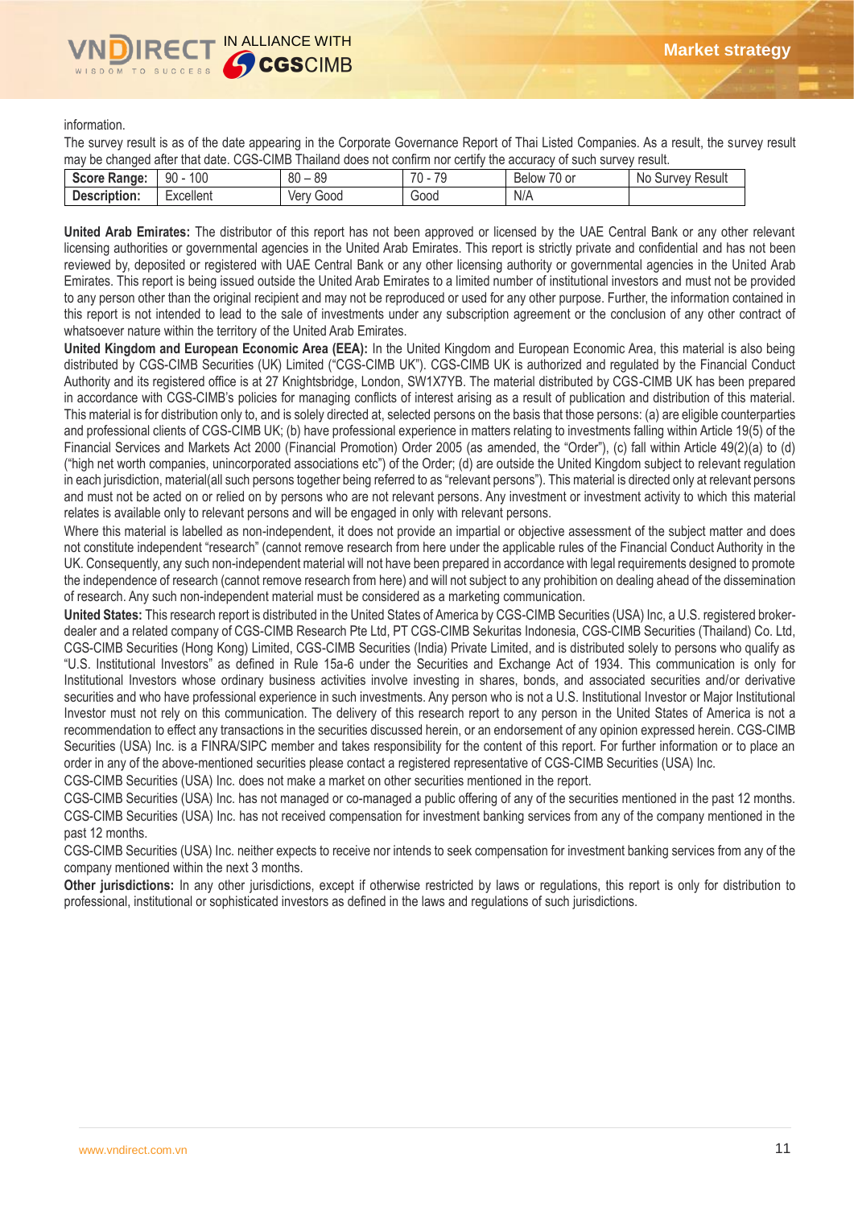information.

The survey result is as of the date appearing in the Corporate Governance Report of Thai Listed Companies. As a result, the survey result may be changed after that date. CGS-CIMB Thailand does not confirm nor certify the accuracy of such survey result.

| **Score Range:** | 90 - 100 | 80 – 89 | 70 - 79 | Below 70 or | No Survey Result |
|---|---|---|---|---|---|
| **Description:** | Excellent | Very Good | Good | N/A | |

**United Arab Emirates:** The distributor of this report has not been approved or licensed by the UAE Central Bank or any other relevant licensing authorities or governmental agencies in the United Arab Emirates. This report is strictly private and confidential and has not been reviewed by, deposited or registered with UAE Central Bank or any other licensing authority or governmental agencies in the United Arab Emirates. This report is being issued outside the United Arab Emirates to a limited number of institutional investors and must not be provided to any person other than the original recipient and may not be reproduced or used for any other purpose. Further, the information contained in this report is not intended to lead to the sale of investments under any subscription agreement or the conclusion of any other contract of whatsoever nature within the territory of the United Arab Emirates.

**United Kingdom and European Economic Area (EEA):** In the United Kingdom and European Economic Area, this material is also being distributed by CGS-CIMB Securities (UK) Limited ("CGS-CIMB UK"). CGS-CIMB UK is authorized and regulated by the Financial Conduct Authority and its registered office is at 27 Knightsbridge, London, SW1X7YB. The material distributed by CGS-CIMB UK has been prepared in accordance with CGS-CIMB's policies for managing conflicts of interest arising as a result of publication and distribution of this material. This material is for distribution only to, and is solely directed at, selected persons on the basis that those persons: (a) are eligible counterparties and professional clients of CGS-CIMB UK; (b) have professional experience in matters relating to investments falling within Article 19(5) of the Financial Services and Markets Act 2000 (Financial Promotion) Order 2005 (as amended, the "Order"), (c) fall within Article 49(2)(a) to (d) ("high net worth companies, unincorporated associations etc") of the Order; (d) are outside the United Kingdom subject to relevant regulation in each jurisdiction, material(all such persons together being referred to as "relevant persons"). This material is directed only at relevant persons and must not be acted on or relied on by persons who are not relevant persons. Any investment or investment activity to which this material relates is available only to relevant persons and will be engaged in only with relevant persons.

Where this material is labelled as non-independent, it does not provide an impartial or objective assessment of the subject matter and does not constitute independent "research" (cannot remove research from here under the applicable rules of the Financial Conduct Authority in the UK. Consequently, any such non-independent material will not have been prepared in accordance with legal requirements designed to promote the independence of research (cannot remove research from here) and will not subject to any prohibition on dealing ahead of the dissemination of research. Any such non-independent material must be considered as a marketing communication.

**United States:** This research report is distributed in the United States of America by CGS-CIMB Securities (USA) Inc, a U.S. registered broker-dealer and a related company of CGS-CIMB Research Pte Ltd, PT CGS-CIMB Sekuritas Indonesia, CGS-CIMB Securities (Thailand) Co. Ltd, CGS-CIMB Securities (Hong Kong) Limited, CGS-CIMB Securities (India) Private Limited, and is distributed solely to persons who qualify as "U.S. Institutional Investors" as defined in Rule 15a-6 under the Securities and Exchange Act of 1934. This communication is only for Institutional Investors whose ordinary business activities involve investing in shares, bonds, and associated securities and/or derivative securities and who have professional experience in such investments. Any person who is not a U.S. Institutional Investor or Major Institutional Investor must not rely on this communication. The delivery of this research report to any person in the United States of America is not a recommendation to effect any transactions in the securities discussed herein, or an endorsement of any opinion expressed herein. CGS-CIMB Securities (USA) Inc. is a FINRA/SIPC member and takes responsibility for the content of this report. For further information or to place an order in any of the above-mentioned securities please contact a registered representative of CGS-CIMB Securities (USA) Inc.

CGS-CIMB Securities (USA) Inc. does not make a market on other securities mentioned in the report.

CGS-CIMB Securities (USA) Inc. has not managed or co-managed a public offering of any of the securities mentioned in the past 12 months.

CGS-CIMB Securities (USA) Inc. has not received compensation for investment banking services from any of the company mentioned in the past 12 months.

CGS-CIMB Securities (USA) Inc. neither expects to receive nor intends to seek compensation for investment banking services from any of the company mentioned within the next 3 months.

**Other jurisdictions:** In any other jurisdictions, except if otherwise restricted by laws or regulations, this report is only for distribution to professional, institutional or sophisticated investors as defined in the laws and regulations of such jurisdictions.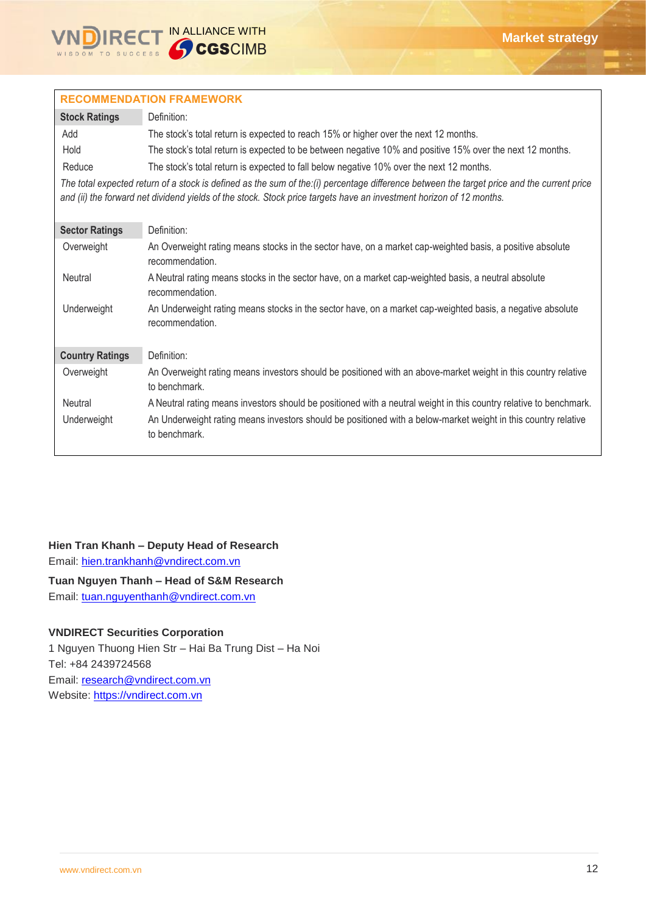## RECOMMENDATION FRAMEWORK

| **Stock Ratings** | Definition: |
|---|---|
| Add | The stock's total return is expected to reach 15% or higher over the next 12 months. |
| Hold | The stock's total return is expected to be between negative 10% and positive 15% over the next 12 months. |
| Reduce | The stock's total return is expected to fall below negative 10% over the next 12 months. |

*The total expected return of a stock is defined as the sum of the:(i) percentage difference between the target price and the current price and (ii) the forward net dividend yields of the stock. Stock price targets have an investment horizon of 12 months.*

| **Sector Ratings** | Definition: |
|---|---|
| Overweight | An Overweight rating means stocks in the sector have, on a market cap-weighted basis, a positive absolute recommendation. |
| Neutral | A Neutral rating means stocks in the sector have, on a market cap-weighted basis, a neutral absolute recommendation. |
| Underweight | An Underweight rating means stocks in the sector have, on a market cap-weighted basis, a negative absolute recommendation. |

| **Country Ratings** | Definition: |
|---|---|
| Overweight | An Overweight rating means investors should be positioned with an above-market weight in this country relative to benchmark. |
| Neutral | A Neutral rating means investors should be positioned with a neutral weight in this country relative to benchmark. |
| Underweight | An Underweight rating means investors should be positioned with a below-market weight in this country relative to benchmark. |

**Hien Tran Khanh – Deputy Head of Research**
Email: hien.trankhanh@vndirect.com.vn

**Tuan Nguyen Thanh – Head of S&M Research**
Email: tuan.nguyenthanh@vndirect.com.vn

**VNDIRECT Securities Corporation**
1 Nguyen Thuong Hien Str – Hai Ba Trung Dist – Ha Noi
Tel: +84 2439724568
Email: research@vndirect.com.vn
Website: https://vndirect.com.vn